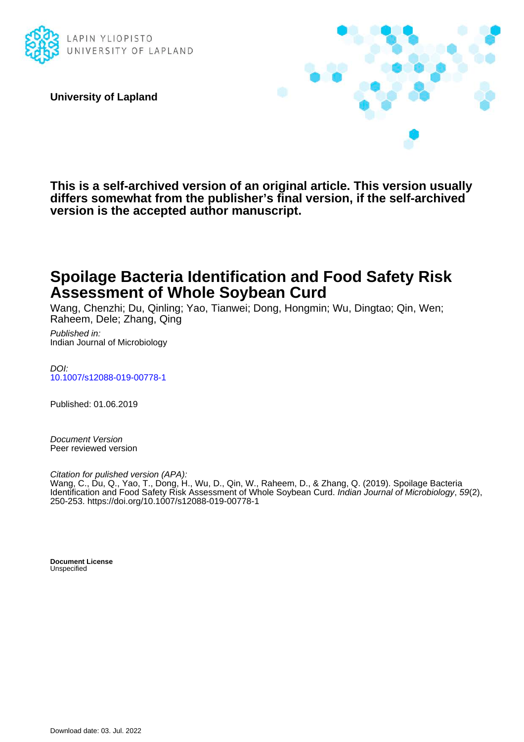LAPIN YLIOPISTO
UNIVERSITY OF LAPLAND

**University of Lapland**

**This is a self-archived version of an original article. This version usually differs somewhat from the publisher's final version, if the self-archived version is the accepted author manuscript.**

# Spoilage Bacteria Identification and Food Safety Risk Assessment of Whole Soybean Curd

Wang, Chenzhi; Du, Qinling; Yao, Tianwei; Dong, Hongmin; Wu, Dingtao; Qin, Wen; Raheem, Dele; Zhang, Qing

*Published in:*
Indian Journal of Microbiology

*DOI:*
10.1007/s12088-019-00778-1

Published: 01.06.2019

*Document Version*
Peer reviewed version

*Citation for pulished version (APA):*
Wang, C., Du, Q., Yao, T., Dong, H., Wu, D., Qin, W., Raheem, D., & Zhang, Q. (2019). Spoilage Bacteria Identification and Food Safety Risk Assessment of Whole Soybean Curd. *Indian Journal of Microbiology*, *59*(2), 250-253. https://doi.org/10.1007/s12088-019-00778-1

**Document License**
Unspecified

Download date: 03. Jul. 2022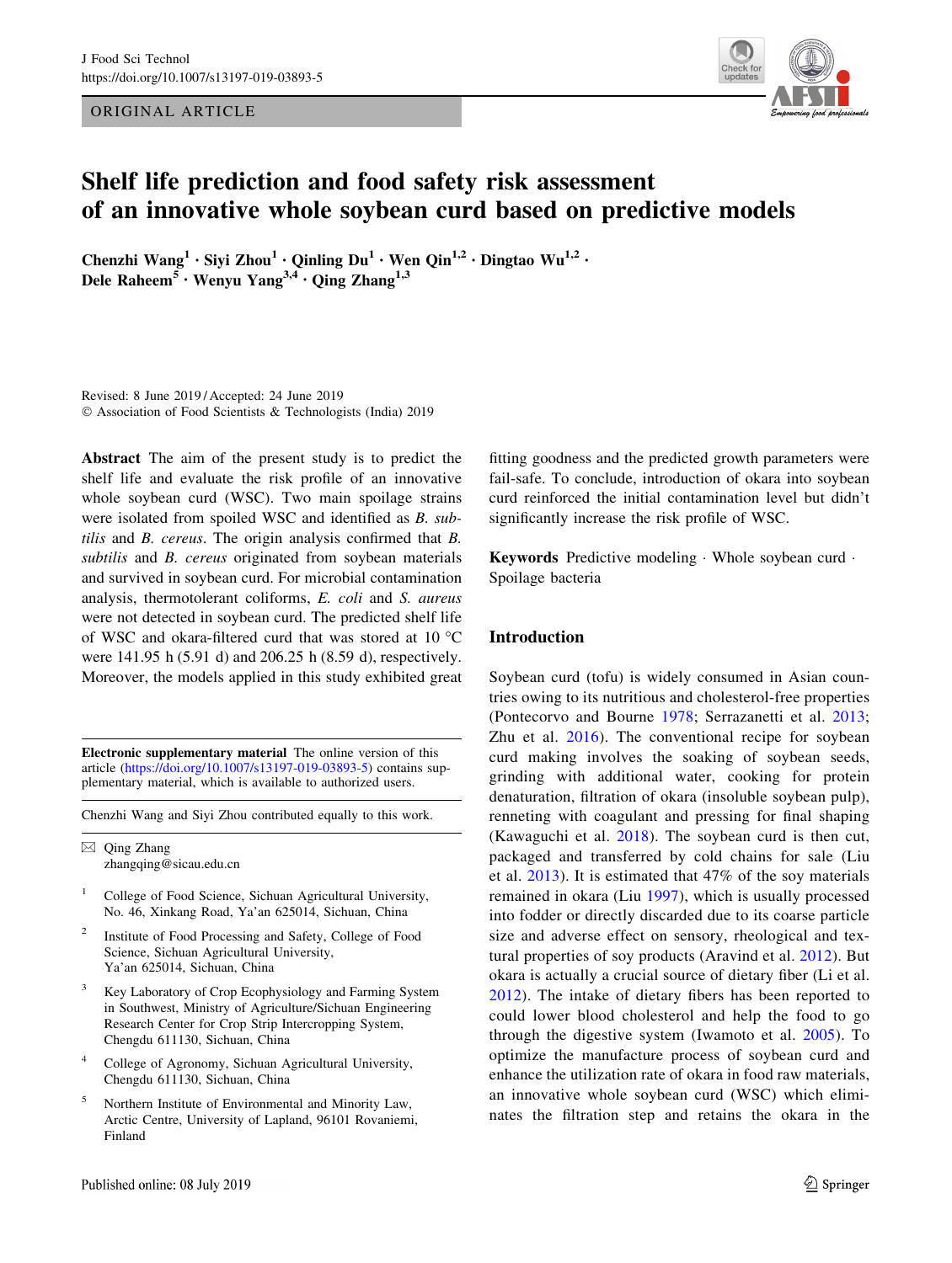ORIGINAL ARTICLE

# Shelf life prediction and food safety risk assessment of an innovative whole soybean curd based on predictive models

**Chenzhi Wang**[1] · **Siyi Zhou**[1] · **Qinling Du**[1] · **Wen Qin**[1,2] · **Dingtao Wu**[1,2] · **Dele Raheem**[5] · **Wenyu Yang**[3,4] · **Qing Zhang**[1,3]

Revised: 8 June 2019 / Accepted: 24 June 2019
© Association of Food Scientists & Technologists (India) 2019

**Abstract** The aim of the present study is to predict the shelf life and evaluate the risk profile of an innovative whole soybean curd (WSC). Two main spoilage strains were isolated from spoiled WSC and identified as *B. subtilis* and *B. cereus*. The origin analysis confirmed that *B. subtilis* and *B. cereus* originated from soybean materials and survived in soybean curd. For microbial contamination analysis, thermotolerant coliforms, *E. coli* and *S. aureus* were not detected in soybean curd. The predicted shelf life of WSC and okara-filtered curd that was stored at 10 °C were 141.95 h (5.91 d) and 206.25 h (8.59 d), respectively. Moreover, the models applied in this study exhibited great fitting goodness and the predicted growth parameters were fail-safe. To conclude, introduction of okara into soybean curd reinforced the initial contamination level but didn't significantly increase the risk profile of WSC.

**Keywords** Predictive modeling · Whole soybean curd · Spoilage bacteria

**Electronic supplementary material** The online version of this article (https://doi.org/10.1007/s13197-019-03893-5) contains supplementary material, which is available to authorized users.

Chenzhi Wang and Siyi Zhou contributed equally to this work.

✉ Qing Zhang
zhangqing@sicau.edu.cn

[1] College of Food Science, Sichuan Agricultural University, No. 46, Xinkang Road, Ya'an 625014, Sichuan, China

[2] Institute of Food Processing and Safety, College of Food Science, Sichuan Agricultural University, Ya'an 625014, Sichuan, China

[3] Key Laboratory of Crop Ecophysiology and Farming System in Southwest, Ministry of Agriculture/Sichuan Engineering Research Center for Crop Strip Intercropping System, Chengdu 611130, Sichuan, China

[4] College of Agronomy, Sichuan Agricultural University, Chengdu 611130, Sichuan, China

[5] Northern Institute of Environmental and Minority Law, Arctic Centre, University of Lapland, 96101 Rovaniemi, Finland

## Introduction

Soybean curd (tofu) is widely consumed in Asian countries owing to its nutritious and cholesterol-free properties (Pontecorvo and Bourne 1978; Serrazanetti et al. 2013; Zhu et al. 2016). The conventional recipe for soybean curd making involves the soaking of soybean seeds, grinding with additional water, cooking for protein denaturation, filtration of okara (insoluble soybean pulp), renneting with coagulant and pressing for final shaping (Kawaguchi et al. 2018). The soybean curd is then cut, packaged and transferred by cold chains for sale (Liu et al. 2013). It is estimated that 47% of the soy materials remained in okara (Liu 1997), which is usually processed into fodder or directly discarded due to its coarse particle size and adverse effect on sensory, rheological and textural properties of soy products (Aravind et al. 2012). But okara is actually a crucial source of dietary fiber (Li et al. 2012). The intake of dietary fibers has been reported to could lower blood cholesterol and help the food to go through the digestive system (Iwamoto et al. 2005). To optimize the manufacture process of soybean curd and enhance the utilization rate of okara in food raw materials, an innovative whole soybean curd (WSC) which eliminates the filtration step and retains the okara in the

Published online: 08 July 2019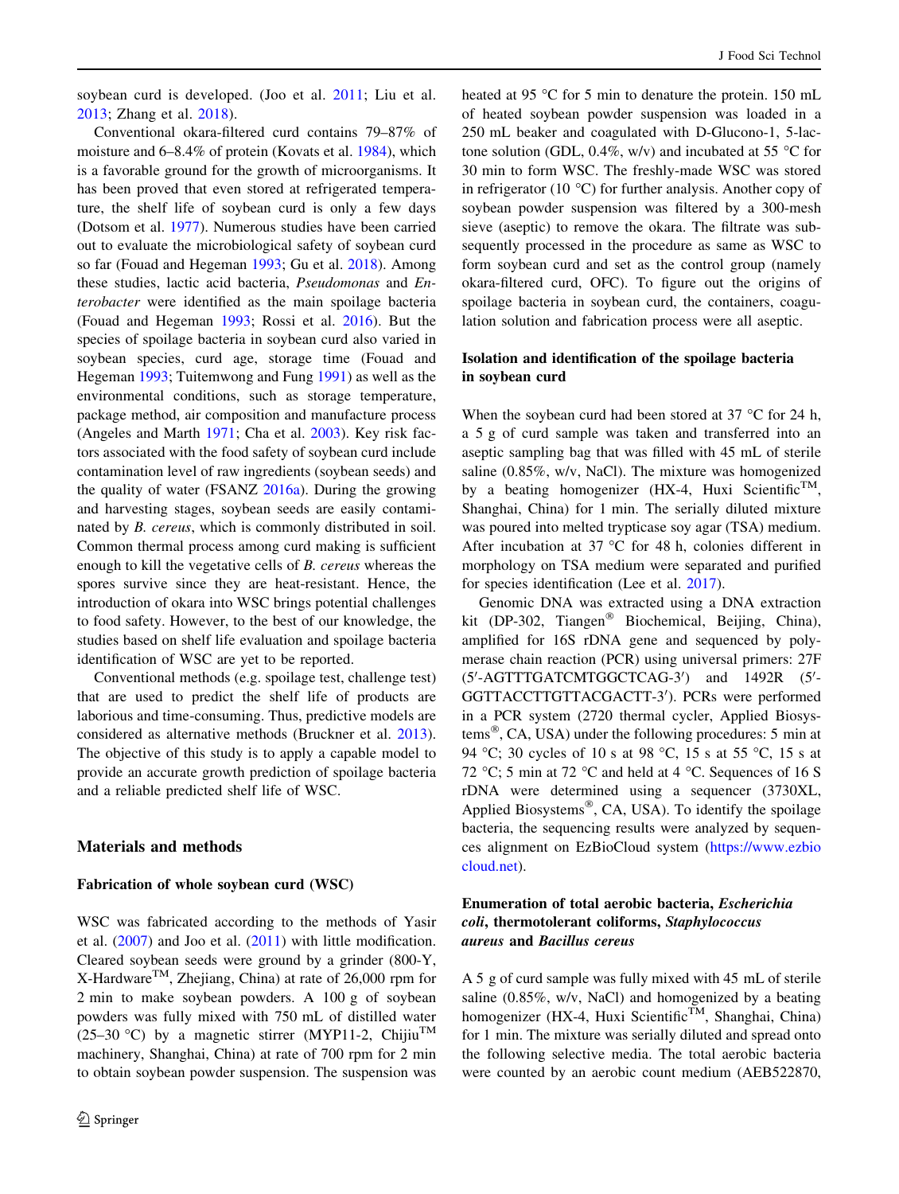soybean curd is developed. (Joo et al. 2011; Liu et al. 2013; Zhang et al. 2018).

Conventional okara-filtered curd contains 79–87% of moisture and 6–8.4% of protein (Kovats et al. 1984), which is a favorable ground for the growth of microorganisms. It has been proved that even stored at refrigerated temperature, the shelf life of soybean curd is only a few days (Dotsom et al. 1977). Numerous studies have been carried out to evaluate the microbiological safety of soybean curd so far (Fouad and Hegeman 1993; Gu et al. 2018). Among these studies, lactic acid bacteria, *Pseudomonas* and *Enterobacter* were identified as the main spoilage bacteria (Fouad and Hegeman 1993; Rossi et al. 2016). But the species of spoilage bacteria in soybean curd also varied in soybean species, curd age, storage time (Fouad and Hegeman 1993; Tuitemwong and Fung 1991) as well as the environmental conditions, such as storage temperature, package method, air composition and manufacture process (Angeles and Marth 1971; Cha et al. 2003). Key risk factors associated with the food safety of soybean curd include contamination level of raw ingredients (soybean seeds) and the quality of water (FSANZ 2016a). During the growing and harvesting stages, soybean seeds are easily contaminated by *B. cereus*, which is commonly distributed in soil. Common thermal process among curd making is sufficient enough to kill the vegetative cells of *B. cereus* whereas the spores survive since they are heat-resistant. Hence, the introduction of okara into WSC brings potential challenges to food safety. However, to the best of our knowledge, the studies based on shelf life evaluation and spoilage bacteria identification of WSC are yet to be reported.

Conventional methods (e.g. spoilage test, challenge test) that are used to predict the shelf life of products are laborious and time-consuming. Thus, predictive models are considered as alternative methods (Bruckner et al. 2013). The objective of this study is to apply a capable model to provide an accurate growth prediction of spoilage bacteria and a reliable predicted shelf life of WSC.

## Materials and methods

### Fabrication of whole soybean curd (WSC)

WSC was fabricated according to the methods of Yasir et al. (2007) and Joo et al. (2011) with little modification. Cleared soybean seeds were ground by a grinder (800-Y, X-Hardware™, Zhejiang, China) at rate of 26,000 rpm for 2 min to make soybean powders. A 100 g of soybean powders was fully mixed with 750 mL of distilled water (25–30 °C) by a magnetic stirrer (MYP11-2, Chijiu™ machinery, Shanghai, China) at rate of 700 rpm for 2 min to obtain soybean powder suspension. The suspension was heated at 95 °C for 5 min to denature the protein. 150 mL of heated soybean powder suspension was loaded in a 250 mL beaker and coagulated with D-Glucono-1, 5-lactone solution (GDL, 0.4%, w/v) and incubated at 55 °C for 30 min to form WSC. The freshly-made WSC was stored in refrigerator (10 °C) for further analysis. Another copy of soybean powder suspension was filtered by a 300-mesh sieve (aseptic) to remove the okara. The filtrate was subsequently processed in the procedure as same as WSC to form soybean curd and set as the control group (namely okara-filtered curd, OFC). To figure out the origins of spoilage bacteria in soybean curd, the containers, coagulation solution and fabrication process were all aseptic.

### Isolation and identification of the spoilage bacteria in soybean curd

When the soybean curd had been stored at 37 °C for 24 h, a 5 g of curd sample was taken and transferred into an aseptic sampling bag that was filled with 45 mL of sterile saline (0.85%, w/v, NaCl). The mixture was homogenized by a beating homogenizer (HX-4, Huxi Scientific™, Shanghai, China) for 1 min. The serially diluted mixture was poured into melted trypticase soy agar (TSA) medium. After incubation at 37 °C for 48 h, colonies different in morphology on TSA medium were separated and purified for species identification (Lee et al. 2017).

Genomic DNA was extracted using a DNA extraction kit (DP-302, Tiangen® Biochemical, Beijing, China), amplified for 16S rDNA gene and sequenced by polymerase chain reaction (PCR) using universal primers: 27F (5′-AGTTTGATCMTGGCTCAG-3′) and 1492R (5′-GGTTACCTTGTTACGACTT-3′). PCRs were performed in a PCR system (2720 thermal cycler, Applied Biosystems®, CA, USA) under the following procedures: 5 min at 94 °C; 30 cycles of 10 s at 98 °C, 15 s at 55 °C, 15 s at 72 °C; 5 min at 72 °C and held at 4 °C. Sequences of 16 S rDNA were determined using a sequencer (3730XL, Applied Biosystems®, CA, USA). To identify the spoilage bacteria, the sequencing results were analyzed by sequences alignment on EzBioCloud system (https://www.ezbiocloud.net).

### Enumeration of total aerobic bacteria, *Escherichia coli*, thermotolerant coliforms, *Staphylococcus aureus* and *Bacillus cereus*

A 5 g of curd sample was fully mixed with 45 mL of sterile saline (0.85%, w/v, NaCl) and homogenized by a beating homogenizer (HX-4, Huxi Scientific™, Shanghai, China) for 1 min. The mixture was serially diluted and spread onto the following selective media. The total aerobic bacteria were counted by an aerobic count medium (AEB522870,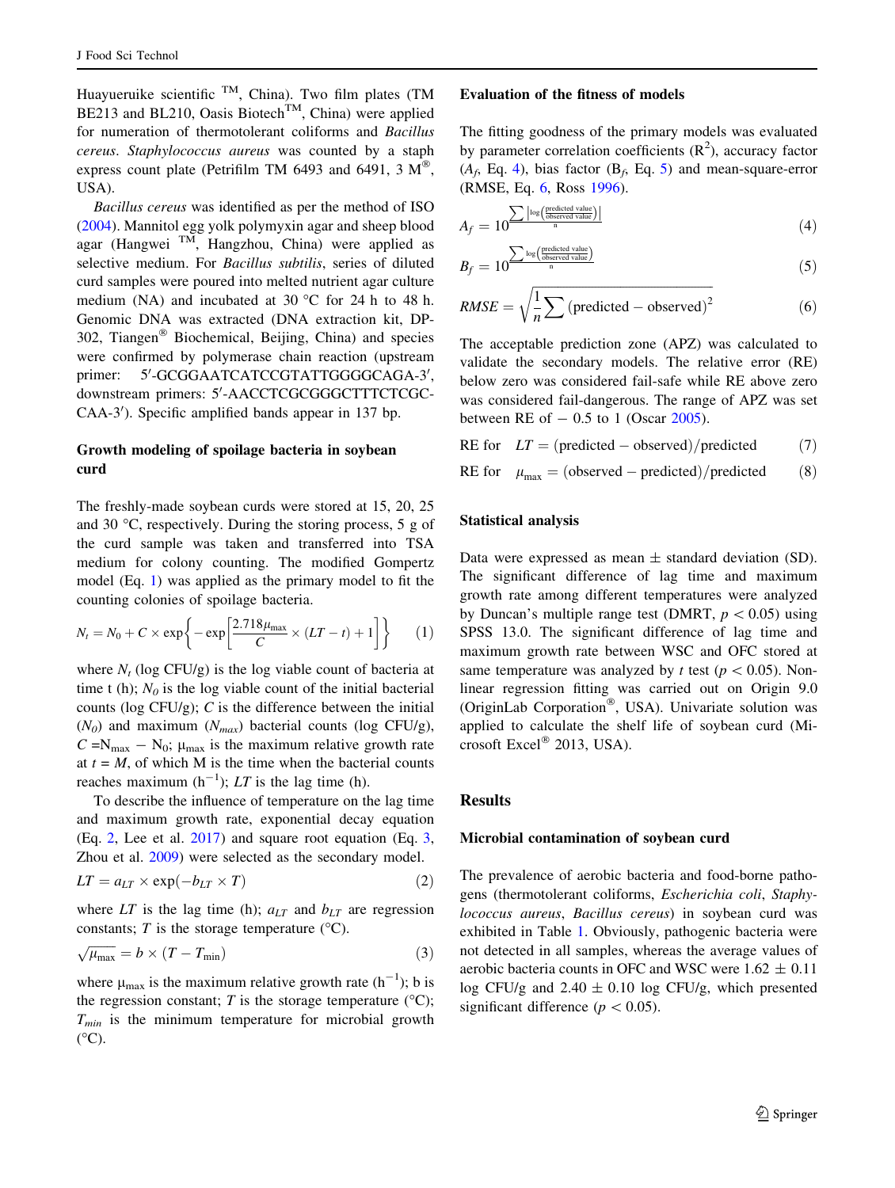Huayueruike scientific ™, China). Two film plates (TM BE213 and BL210, Oasis Biotech™, China) were applied for numeration of thermotolerant coliforms and *Bacillus cereus*. *Staphylococcus aureus* was counted by a staph express count plate (Petrifilm TM 6493 and 6491, 3 M®, USA).

*Bacillus cereus* was identified as per the method of ISO (2004). Mannitol egg yolk polymyxin agar and sheep blood agar (Hangwei ™, Hangzhou, China) were applied as selective medium. For *Bacillus subtilis*, series of diluted curd samples were poured into melted nutrient agar culture medium (NA) and incubated at 30 °C for 24 h to 48 h. Genomic DNA was extracted (DNA extraction kit, DP-302, Tiangen® Biochemical, Beijing, China) and species were confirmed by polymerase chain reaction (upstream primer: 5′-GCGGAATCATCCGTATTGGGGCAGA-3′, downstream primers: 5′-AACCTCGCGGGCTTTCTCGC-CAA-3′). Specific amplified bands appear in 137 bp.

### Growth modeling of spoilage bacteria in soybean curd

The freshly-made soybean curds were stored at 15, 20, 25 and 30 °C, respectively. During the storing process, 5 g of the curd sample was taken and transferred into TSA medium for colony counting. The modified Gompertz model (Eq. 1) was applied as the primary model to fit the counting colonies of spoilage bacteria.

$$N_t = N_0 + C \times \exp\left\{-\exp\left[\frac{2.718\mu_{\max}}{C} \times (LT - t) + 1\right]\right\} \quad (1)$$

where $N_t$ (log CFU/g) is the log viable count of bacteria at time t (h); $N_0$ is the log viable count of the initial bacterial counts (log CFU/g); $C$ is the difference between the initial ($N_0$) and maximum ($N_{max}$) bacterial counts (log CFU/g), $C = N_{\max} - N_0$; $\mu_{\max}$ is the maximum relative growth rate at $t = M$, of which M is the time when the bacterial counts reaches maximum ($h^{-1}$); $LT$ is the lag time (h).

To describe the influence of temperature on the lag time and maximum growth rate, exponential decay equation (Eq. 2, Lee et al. 2017) and square root equation (Eq. 3, Zhou et al. 2009) were selected as the secondary model.

$$LT = a_{LT} \times \exp(-b_{LT} \times T) \quad (2)$$

where $LT$ is the lag time (h); $a_{LT}$ and $b_{LT}$ are regression constants; $T$ is the storage temperature (°C).

$$\sqrt{\mu_{\max}} = b \times (T - T_{\min}) \quad (3)$$

where $\mu_{\max}$ is the maximum relative growth rate ($h^{-1}$); b is the regression constant; $T$ is the storage temperature (°C); $T_{min}$ is the minimum temperature for microbial growth (°C).

### Evaluation of the fitness of models

The fitting goodness of the primary models was evaluated by parameter correlation coefficients ($R^2$), accuracy factor ($A_f$, Eq. 4), bias factor ($B_f$, Eq. 5) and mean-square-error (RMSE, Eq. 6, Ross 1996).

$$A_f = 10^{\frac{\sum \left|\log\left(\frac{\text{predicted value}}{\text{observed value}}\right)\right|}{n}} \quad (4)$$

$$B_f = 10^{\frac{\sum \log\left(\frac{\text{predicted value}}{\text{observed value}}\right)}{n}} \quad (5)$$

$$RMSE = \sqrt{\frac{1}{n}\sum(\text{predicted} - \text{observed})^2} \quad (6)$$

The acceptable prediction zone (APZ) was calculated to validate the secondary models. The relative error (RE) below zero was considered fail-safe while RE above zero was considered fail-dangerous. The range of APZ was set between RE of − 0.5 to 1 (Oscar 2005).

$$\text{RE for} \quad LT = (\text{predicted} - \text{observed})/\text{predicted} \quad (7)$$

$$\text{RE for} \quad \mu_{\max} = (\text{observed} - \text{predicted})/\text{predicted} \quad (8)$$

### Statistical analysis

Data were expressed as mean ± standard deviation (SD). The significant difference of lag time and maximum growth rate among different temperatures were analyzed by Duncan's multiple range test (DMRT, $p < 0.05$) using SPSS 13.0. The significant difference of lag time and maximum growth rate between WSC and OFC stored at same temperature was analyzed by t test ($p < 0.05$). Non-linear regression fitting was carried out on Origin 9.0 (OriginLab Corporation®, USA). Univariate solution was applied to calculate the shelf life of soybean curd (Microsoft Excel® 2013, USA).

## Results

### Microbial contamination of soybean curd

The prevalence of aerobic bacteria and food-borne pathogens (thermotolerant coliforms, *Escherichia coli*, *Staphylococcus aureus*, *Bacillus cereus*) in soybean curd was exhibited in Table 1. Obviously, pathogenic bacteria were not detected in all samples, whereas the average values of aerobic bacteria counts in OFC and WSC were 1.62 ± 0.11 log CFU/g and 2.40 ± 0.10 log CFU/g, which presented significant difference ($p < 0.05$).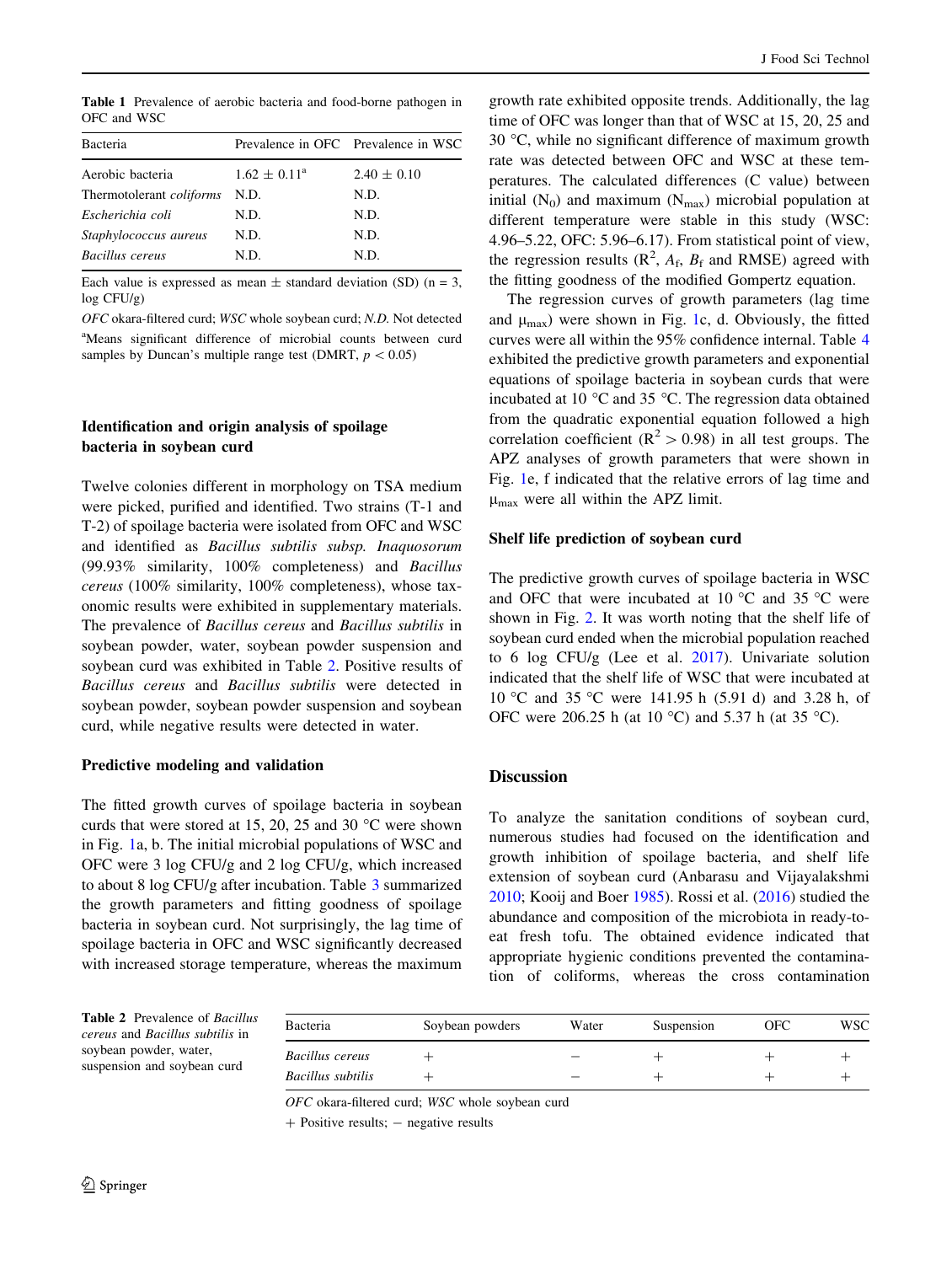**Table 1** Prevalence of aerobic bacteria and food-borne pathogen in OFC and WSC

| Bacteria | Prevalence in OFC | Prevalence in WSC |
|---|---|---|
| Aerobic bacteria | 1.62 ± 0.11[a] | 2.40 ± 0.10 |
| Thermotolerant *coliforms* | N.D. | N.D. |
| *Escherichia coli* | N.D. | N.D. |
| *Staphylococcus aureus* | N.D. | N.D. |
| *Bacillus cereus* | N.D. | N.D. |

Each value is expressed as mean ± standard deviation (SD) (n = 3, log CFU/g)

*OFC* okara-filtered curd; *WSC* whole soybean curd; *N.D.* Not detected

[a]Means significant difference of microbial counts between curd samples by Duncan's multiple range test (DMRT, $p < 0.05$)

## Identification and origin analysis of spoilage bacteria in soybean curd

Twelve colonies different in morphology on TSA medium were picked, purified and identified. Two strains (T-1 and T-2) of spoilage bacteria were isolated from OFC and WSC and identified as *Bacillus subtilis subsp. Inaquosorum* (99.93% similarity, 100% completeness) and *Bacillus cereus* (100% similarity, 100% completeness), whose taxonomic results were exhibited in supplementary materials. The prevalence of *Bacillus cereus* and *Bacillus subtilis* in soybean powder, water, soybean powder suspension and soybean curd was exhibited in Table 2. Positive results of *Bacillus cereus* and *Bacillus subtilis* were detected in soybean powder, soybean powder suspension and soybean curd, while negative results were detected in water.

## Predictive modeling and validation

The fitted growth curves of spoilage bacteria in soybean curds that were stored at 15, 20, 25 and 30 °C were shown in Fig. 1a, b. The initial microbial populations of WSC and OFC were 3 log CFU/g and 2 log CFU/g, which increased to about 8 log CFU/g after incubation. Table 3 summarized the growth parameters and fitting goodness of spoilage bacteria in soybean curd. Not surprisingly, the lag time of spoilage bacteria in OFC and WSC significantly decreased with increased storage temperature, whereas the maximum growth rate exhibited opposite trends. Additionally, the lag time of OFC was longer than that of WSC at 15, 20, 25 and 30 °C, while no significant difference of maximum growth rate was detected between OFC and WSC at these temperatures. The calculated differences (C value) between initial ($N_0$) and maximum ($N_{max}$) microbial population at different temperature were stable in this study (WSC: 4.96–5.22, OFC: 5.96–6.17). From statistical point of view, the regression results ($R^2$, $A_f$, $B_f$ and RMSE) agreed with the fitting goodness of the modified Gompertz equation.

The regression curves of growth parameters (lag time and $\mu_{max}$) were shown in Fig. 1c, d. Obviously, the fitted curves were all within the 95% confidence internal. Table 4 exhibited the predictive growth parameters and exponential equations of spoilage bacteria in soybean curds that were incubated at 10 °C and 35 °C. The regression data obtained from the quadratic exponential equation followed a high correlation coefficient ($R^2 > 0.98$) in all test groups. The APZ analyses of growth parameters that were shown in Fig. 1e, f indicated that the relative errors of lag time and $\mu_{max}$ were all within the APZ limit.

## Shelf life prediction of soybean curd

The predictive growth curves of spoilage bacteria in WSC and OFC that were incubated at 10 °C and 35 °C were shown in Fig. 2. It was worth noting that the shelf life of soybean curd ended when the microbial population reached to 6 log CFU/g (Lee et al. 2017). Univariate solution indicated that the shelf life of WSC that were incubated at 10 °C and 35 °C were 141.95 h (5.91 d) and 3.28 h, of OFC were 206.25 h (at 10 °C) and 5.37 h (at 35 °C).

# Discussion

To analyze the sanitation conditions of soybean curd, numerous studies had focused on the identification and growth inhibition of spoilage bacteria, and shelf life extension of soybean curd (Anbarasu and Vijayalakshmi 2010; Kooij and Boer 1985). Rossi et al. (2016) studied the abundance and composition of the microbiota in ready-to-eat fresh tofu. The obtained evidence indicated that appropriate hygienic conditions prevented the contamination of coliforms, whereas the cross contamination

**Table 2** Prevalence of *Bacillus cereus* and *Bacillus subtilis* in soybean powder, water, suspension and soybean curd

| Bacteria | Soybean powders | Water | Suspension | OFC | WSC |
|---|---|---|---|---|---|
| *Bacillus cereus* | + | − | + | + | + |
| *Bacillus subtilis* | + | − | + | + | + |

*OFC* okara-filtered curd; *WSC* whole soybean curd

\+ Positive results; − negative results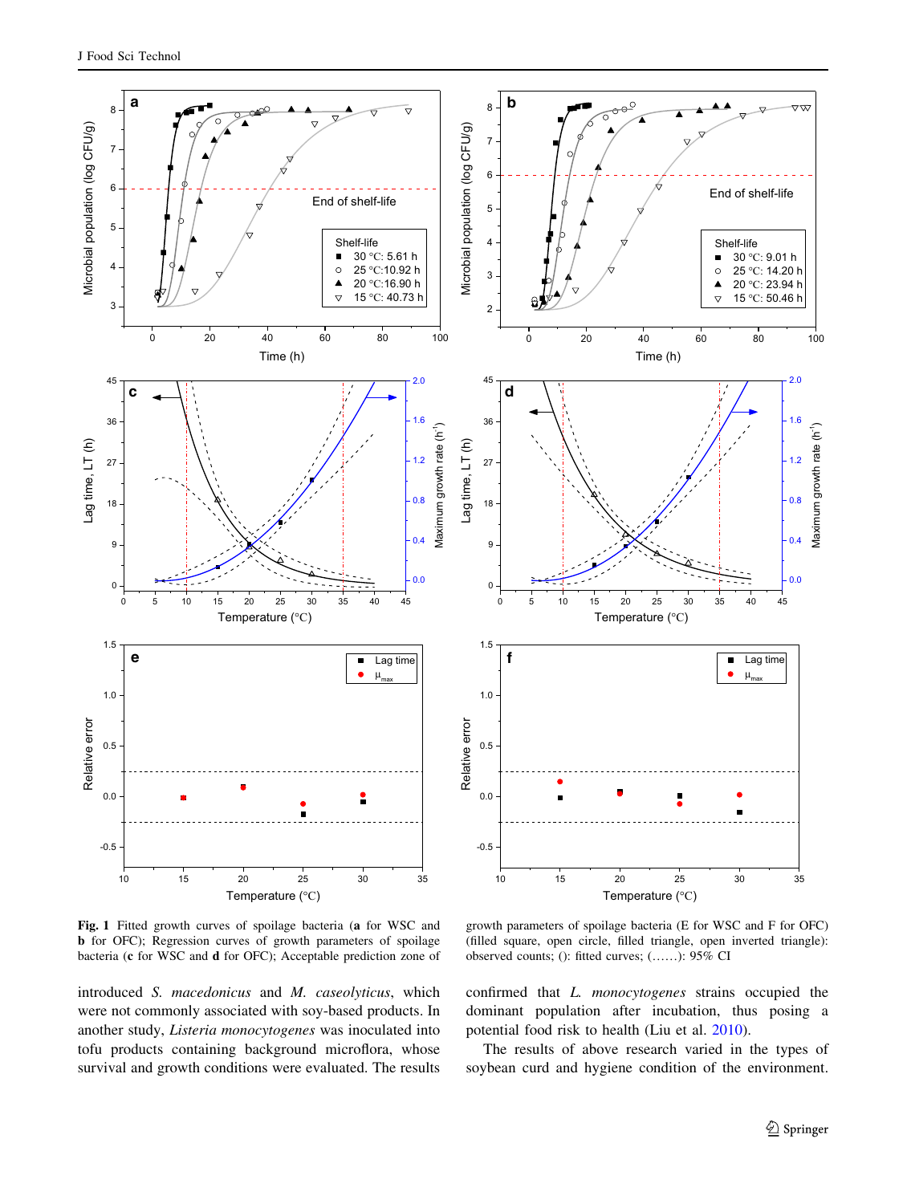**Fig. 1** Fitted growth curves of spoilage bacteria (**a** for WSC and **b** for OFC); Regression curves of growth parameters of spoilage bacteria (**c** for WSC and **d** for OFC); Acceptable prediction zone of growth parameters of spoilage bacteria (E for WSC and F for OFC) (filled square, open circle, filled triangle, open inverted triangle): observed counts; (): fitted curves; (……): 95% CI

introduced *S. macedonicus* and *M. caseolyticus*, which were not commonly associated with soy-based products. In another study, *Listeria monocytogenes* was inoculated into tofu products containing background microflora, whose survival and growth conditions were evaluated. The results confirmed that *L. monocytogenes* strains occupied the dominant population after incubation, thus posing a potential food risk to health (Liu et al. 2010).

The results of above research varied in the types of soybean curd and hygiene condition of the environment.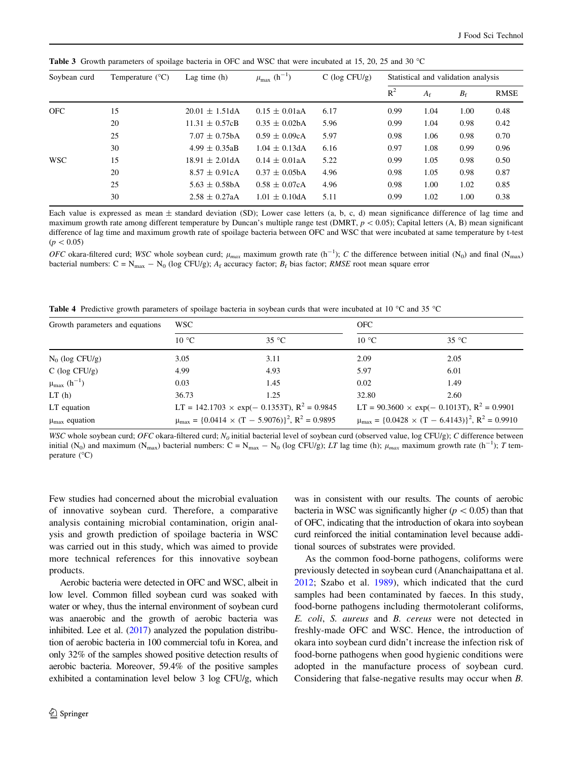**Table 3** Growth parameters of spoilage bacteria in OFC and WSC that were incubated at 15, 20, 25 and 30 °C

| Soybean curd | Temperature (°C) | Lag time (h) | $\mu_{max}$ ($h^{-1}$) | C (log CFU/g) | Statistical and validation analysis | | | |
|---|---|---|---|---|---|---|---|---|
| | | | | | $R^2$ | $A_f$ | $B_f$ | RMSE |
| OFC | 15 | 20.01 ± 1.51dA | 0.15 ± 0.01aA | 6.17 | 0.99 | 1.04 | 1.00 | 0.48 |
| | 20 | 11.31 ± 0.57cB | 0.35 ± 0.02bA | 5.96 | 0.99 | 1.04 | 0.98 | 0.42 |
| | 25 | 7.07 ± 0.75bA | 0.59 ± 0.09cA | 5.97 | 0.98 | 1.06 | 0.98 | 0.70 |
| | 30 | 4.99 ± 0.35aB | 1.04 ± 0.13dA | 6.16 | 0.97 | 1.08 | 0.99 | 0.96 |
| WSC | 15 | 18.91 ± 2.01dA | 0.14 ± 0.01aA | 5.22 | 0.99 | 1.05 | 0.98 | 0.50 |
| | 20 | 8.57 ± 0.91cA | 0.37 ± 0.05bA | 4.96 | 0.98 | 1.05 | 0.98 | 0.87 |
| | 25 | 5.63 ± 0.58bA | 0.58 ± 0.07cA | 4.96 | 0.98 | 1.00 | 1.02 | 0.85 |
| | 30 | 2.58 ± 0.27aA | 1.01 ± 0.10dA | 5.11 | 0.99 | 1.02 | 1.00 | 0.38 |

Each value is expressed as mean ± standard deviation (SD); Lower case letters (a, b, c, d) mean significance difference of lag time and maximum growth rate among different temperature by Duncan's multiple range test (DMRT, $p < 0.05$); Capital letters (A, B) mean significant difference of lag time and maximum growth rate of spoilage bacteria between OFC and WSC that were incubated at same temperature by t-test ($p < 0.05$)

*OFC* okara-filtered curd; *WSC* whole soybean curd; $\mu_{max}$ maximum growth rate ($h^{-1}$); *C* the difference between initial ($N_0$) and final ($N_{max}$) bacterial numbers: $C = N_{max} - N_0$ (log CFU/g); $A_f$ accuracy factor; $B_f$ bias factor; *RMSE* root mean square error

**Table 4** Predictive growth parameters of spoilage bacteria in soybean curds that were incubated at 10 °C and 35 °C

| Growth parameters and equations | WSC | | OFC | |
|---|---|---|---|---|
| | 10 °C | 35 °C | 10 °C | 35 °C |
| $N_0$ (log CFU/g) | 3.05 | 3.11 | 2.09 | 2.05 |
| C (log CFU/g) | 4.99 | 4.93 | 5.97 | 6.01 |
| $\mu_{max}$ ($h^{-1}$) | 0.03 | 1.45 | 0.02 | 1.49 |
| LT (h) | 36.73 | 1.25 | 32.80 | 2.60 |
| LT equation | $LT = 142.1703 \times \exp(-0.1353T)$, $R^2 = 0.9845$ | | $LT = 90.3600 \times \exp(-0.1013T)$, $R^2 = 0.9901$ | |
| $\mu_{max}$ equation | $\mu_{max} = \{0.0414 \times (T - 5.9076)\}^2$, $R^2 = 0.9895$ | | $\mu_{max} = \{0.0428 \times (T - 6.4143)\}^2$, $R^2 = 0.9910$ | |

*WSC* whole soybean curd; *OFC* okara-filtered curd; $N_0$ initial bacterial level of soybean curd (observed value, log CFU/g); *C* difference between initial ($N_0$) and maximum ($N_{max}$) bacterial numbers: $C = N_{max} - N_0$ (log CFU/g); *LT* lag time (h); $\mu_{max}$ maximum growth rate ($h^{-1}$); *T* temperature (°C)

Few studies had concerned about the microbial evaluation of innovative soybean curd. Therefore, a comparative analysis containing microbial contamination, origin analysis and growth prediction of spoilage bacteria in WSC was carried out in this study, which was aimed to provide more technical references for this innovative soybean products.

Aerobic bacteria were detected in OFC and WSC, albeit in low level. Common filled soybean curd was soaked with water or whey, thus the internal environment of soybean curd was anaerobic and the growth of aerobic bacteria was inhibited. Lee et al. (2017) analyzed the population distribution of aerobic bacteria in 100 commercial tofu in Korea, and only 32% of the samples showed positive detection results of aerobic bacteria. Moreover, 59.4% of the positive samples exhibited a contamination level below 3 log CFU/g, which was in consistent with our results. The counts of aerobic bacteria in WSC was significantly higher ($p < 0.05$) than that of OFC, indicating that the introduction of okara into soybean curd reinforced the initial contamination level because additional sources of substrates were provided.

As the common food-borne pathogens, coliforms were previously detected in soybean curd (Ananchaipattana et al. 2012; Szabo et al. 1989), which indicated that the curd samples had been contaminated by faeces. In this study, food-borne pathogens including thermotolerant coliforms, *E. coli*, *S. aureus* and *B. cereus* were not detected in freshly-made OFC and WSC. Hence, the introduction of okara into soybean curd didn't increase the infection risk of food-borne pathogens when good hygienic conditions were adopted in the manufacture process of soybean curd. Considering that false-negative results may occur when *B.*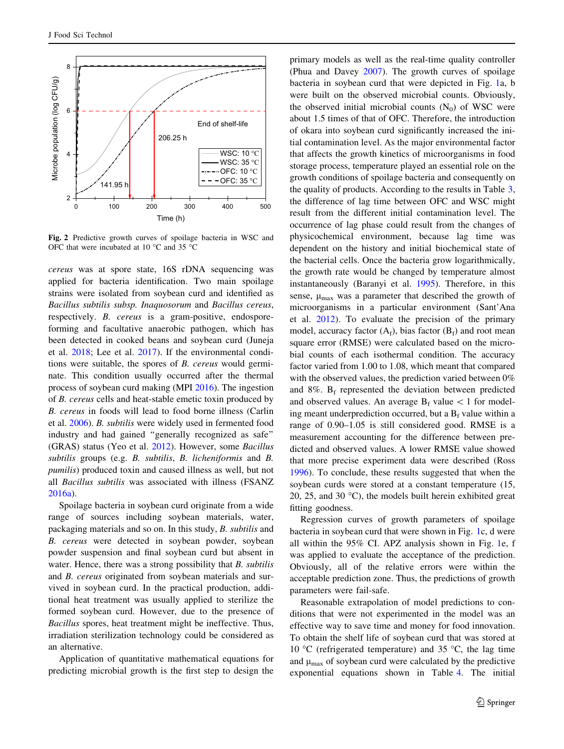Fig. 2 Predictive growth curves of spoilage bacteria in WSC and OFC that were incubated at 10 °C and 35 °C

*cereus* was at spore state, 16S rDNA sequencing was applied for bacteria identification. Two main spoilage strains were isolated from soybean curd and identified as *Bacillus subtilis subsp. Inaquosorum* and *Bacillus cereus*, respectively. *B. cereus* is a gram-positive, endospore-forming and facultative anaerobic pathogen, which has been detected in cooked beans and soybean curd (Juneja et al. 2018; Lee et al. 2017). If the environmental conditions were suitable, the spores of *B. cereus* would germinate. This condition usually occurred after the thermal process of soybean curd making (MPI 2016). The ingestion of *B. cereus* cells and heat-stable emetic toxin produced by *B. cereus* in foods will lead to food borne illness (Carlin et al. 2006). *B. subtilis* were widely used in fermented food industry and had gained "generally recognized as safe" (GRAS) status (Yeo et al. 2012). However, some *Bacillus subtilis* groups (e.g. *B. subtilis*, *B. licheniformis* and *B. pumilis*) produced toxin and caused illness as well, but not all *Bacillus subtilis* was associated with illness (FSANZ 2016a).

Spoilage bacteria in soybean curd originate from a wide range of sources including soybean materials, water, packaging materials and so on. In this study, *B. subtilis* and *B. cereus* were detected in soybean powder, soybean powder suspension and final soybean curd but absent in water. Hence, there was a strong possibility that *B. subtilis* and *B. cereus* originated from soybean materials and survived in soybean curd. In the practical production, additional heat treatment was usually applied to sterilize the formed soybean curd. However, due to the presence of *Bacillus* spores, heat treatment might be ineffective. Thus, irradiation sterilization technology could be considered as an alternative.

Application of quantitative mathematical equations for predicting microbial growth is the first step to design the primary models as well as the real-time quality controller (Phua and Davey 2007). The growth curves of spoilage bacteria in soybean curd that were depicted in Fig. 1a, b were built on the observed microbial counts. Obviously, the observed initial microbial counts ($N_0$) of WSC were about 1.5 times of that of OFC. Therefore, the introduction of okara into soybean curd significantly increased the initial contamination level. As the major environmental factor that affects the growth kinetics of microorganisms in food storage process, temperature played an essential role on the growth conditions of spoilage bacteria and consequently on the quality of products. According to the results in Table 3, the difference of lag time between OFC and WSC might result from the different initial contamination level. The occurrence of lag phase could result from the changes of physicochemical environment, because lag time was dependent on the history and initial biochemical state of the bacterial cells. Once the bacteria grow logarithmically, the growth rate would be changed by temperature almost instantaneously (Baranyi et al. 1995). Therefore, in this sense, $\mu_{max}$ was a parameter that described the growth of microorganisms in a particular environment (Sant'Ana et al. 2012). To evaluate the precision of the primary model, accuracy factor ($A_f$), bias factor ($B_f$) and root mean square error (RMSE) were calculated based on the microbial counts of each isothermal condition. The accuracy factor varied from 1.00 to 1.08, which meant that compared with the observed values, the prediction varied between 0% and 8%. $B_f$ represented the deviation between predicted and observed values. An average $B_f$ value < 1 for modeling meant underprediction occurred, but a $B_f$ value within a range of 0.90–1.05 is still considered good. RMSE is a measurement accounting for the difference between predicted and observed values. A lower RMSE value showed that more precise experiment data were described (Ross 1996). To conclude, these results suggested that when the soybean curds were stored at a constant temperature (15, 20, 25, and 30 °C), the models built herein exhibited great fitting goodness.

Regression curves of growth parameters of spoilage bacteria in soybean curd that were shown in Fig. 1c, d were all within the 95% CI. APZ analysis shown in Fig. 1e, f was applied to evaluate the acceptance of the prediction. Obviously, all of the relative errors were within the acceptable prediction zone. Thus, the predictions of growth parameters were fail-safe.

Reasonable extrapolation of model predictions to conditions that were not experimented in the model was an effective way to save time and money for food innovation. To obtain the shelf life of soybean curd that was stored at 10 °C (refrigerated temperature) and 35 °C, the lag time and $\mu_{max}$ of soybean curd were calculated by the predictive exponential equations shown in Table 4. The initial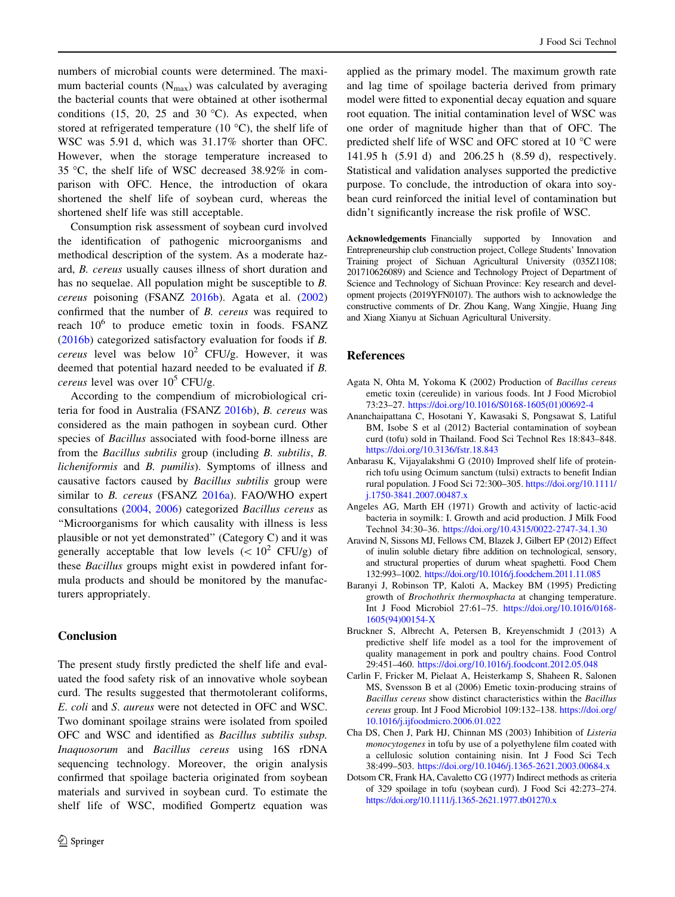numbers of microbial counts were determined. The maximum bacterial counts ($N_{max}$) was calculated by averaging the bacterial counts that were obtained at other isothermal conditions (15, 20, 25 and 30 °C). As expected, when stored at refrigerated temperature (10 °C), the shelf life of WSC was 5.91 d, which was 31.17% shorter than OFC. However, when the storage temperature increased to 35 °C, the shelf life of WSC decreased 38.92% in comparison with OFC. Hence, the introduction of okara shortened the shelf life of soybean curd, whereas the shortened shelf life was still acceptable.

Consumption risk assessment of soybean curd involved the identification of pathogenic microorganisms and methodical description of the system. As a moderate hazard, *B. cereus* usually causes illness of short duration and has no sequelae. All population might be susceptible to *B. cereus* poisoning (FSANZ 2016b). Agata et al. (2002) confirmed that the number of *B. cereus* was required to reach $10^6$ to produce emetic toxin in foods. FSANZ (2016b) categorized satisfactory evaluation for foods if *B. cereus* level was below $10^2$ CFU/g. However, it was deemed that potential hazard needed to be evaluated if *B. cereus* level was over $10^5$ CFU/g.

According to the compendium of microbiological criteria for food in Australia (FSANZ 2016b), *B. cereus* was considered as the main pathogen in soybean curd. Other species of *Bacillus* associated with food-borne illness are from the *Bacillus subtilis* group (including *B. subtilis*, *B. licheniformis* and *B. pumilis*). Symptoms of illness and causative factors caused by *Bacillus subtilis* group were similar to *B. cereus* (FSANZ 2016a). FAO/WHO expert consultations (2004, 2006) categorized *Bacillus cereus* as "Microorganisms for which causality with illness is less plausible or not yet demonstrated" (Category C) and it was generally acceptable that low levels ($< 10^2$ CFU/g) of these *Bacillus* groups might exist in powdered infant formula products and should be monitored by the manufacturers appropriately.

## Conclusion

The present study firstly predicted the shelf life and evaluated the food safety risk of an innovative whole soybean curd. The results suggested that thermotolerant coliforms, *E. coli* and *S. aureus* were not detected in OFC and WSC. Two dominant spoilage strains were isolated from spoiled OFC and WSC and identified as *Bacillus subtilis subsp. Inaquosorum* and *Bacillus cereus* using 16S rDNA sequencing technology. Moreover, the origin analysis confirmed that spoilage bacteria originated from soybean materials and survived in soybean curd. To estimate the shelf life of WSC, modified Gompertz equation was applied as the primary model. The maximum growth rate and lag time of spoilage bacteria derived from primary model were fitted to exponential decay equation and square root equation. The initial contamination level of WSC was one order of magnitude higher than that of OFC. The predicted shelf life of WSC and OFC stored at 10 °C were 141.95 h (5.91 d) and 206.25 h (8.59 d), respectively. Statistical and validation analyses supported the predictive purpose. To conclude, the introduction of okara into soybean curd reinforced the initial level of contamination but didn't significantly increase the risk profile of WSC.

**Acknowledgements** Financially supported by Innovation and Entrepreneurship club construction project, College Students' Innovation Training project of Sichuan Agricultural University (035Z1108; 201710626089) and Science and Technology Project of Department of Science and Technology of Sichuan Province: Key research and development projects (2019YFN0107). The authors wish to acknowledge the constructive comments of Dr. Zhou Kang, Wang Xingjie, Huang Jing and Xiang Xianyu at Sichuan Agricultural University.

## References

Agata N, Ohta M, Yokoma K (2002) Production of *Bacillus cereus* emetic toxin (cereulide) in various foods. Int J Food Microbiol 73:23–27. https://doi.org/10.1016/S0168-1605(01)00692-4

Ananchaipattana C, Hosotani Y, Kawasaki S, Pongsawat S, Latiful BM, Isobe S et al (2012) Bacterial contamination of soybean curd (tofu) sold in Thailand. Food Sci Technol Res 18:843–848. https://doi.org/10.3136/fstr.18.843

Anbarasu K, Vijayalakshmi G (2010) Improved shelf life of protein-rich tofu using Ocimum sanctum (tulsi) extracts to benefit Indian rural population. J Food Sci 72:300–305. https://doi.org/10.1111/j.1750-3841.2007.00487.x

Angeles AG, Marth EH (1971) Growth and activity of lactic-acid bacteria in soymilk: I. Growth and acid production. J Milk Food Technol 34:30–36. https://doi.org/10.4315/0022-2747-34.1.30

Aravind N, Sissons MJ, Fellows CM, Blazek J, Gilbert EP (2012) Effect of inulin soluble dietary fibre addition on technological, sensory, and structural properties of durum wheat spaghetti. Food Chem 132:993–1002. https://doi.org/10.1016/j.foodchem.2011.11.085

Baranyi J, Robinson TP, Kaloti A, Mackey BM (1995) Predicting growth of *Brochothrix thermosphacta* at changing temperature. Int J Food Microbiol 27:61–75. https://doi.org/10.1016/0168-1605(94)00154-X

Bruckner S, Albrecht A, Petersen B, Kreyenschmidt J (2013) A predictive shelf life model as a tool for the improvement of quality management in pork and poultry chains. Food Control 29:451–460. https://doi.org/10.1016/j.foodcont.2012.05.048

Carlin F, Fricker M, Pielaat A, Heisterkamp S, Shaheen R, Salonen MS, Svensson B et al (2006) Emetic toxin-producing strains of *Bacillus cereus* show distinct characteristics within the *Bacillus cereus* group. Int J Food Microbiol 109:132–138. https://doi.org/10.1016/j.ijfoodmicro.2006.01.022

Cha DS, Chen J, Park HJ, Chinnan MS (2003) Inhibition of *Listeria monocytogenes* in tofu by use of a polyethylene film coated with a cellulosic solution containing nisin. Int J Food Sci Tech 38:499–503. https://doi.org/10.1046/j.1365-2621.2003.00684.x

Dotsom CR, Frank HA, Cavaletto CG (1977) Indirect methods as criteria of 329 spoilage in tofu (soybean curd). J Food Sci 42:273–274. https://doi.org/10.1111/j.1365-2621.1977.tb01270.x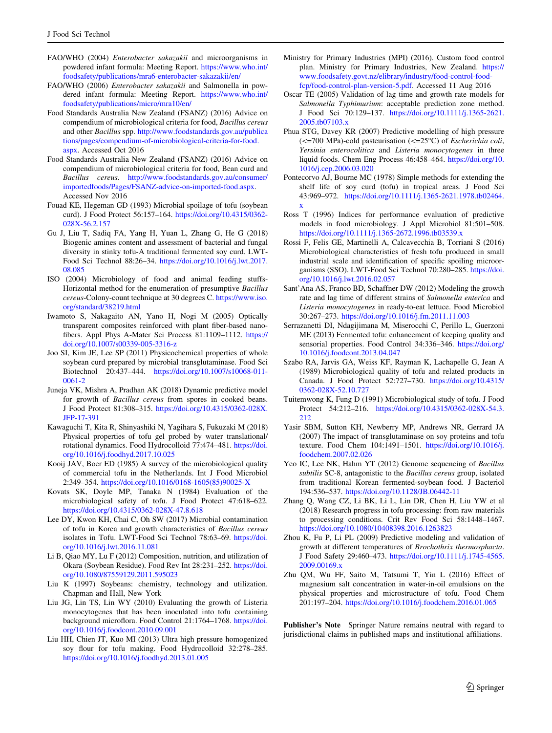FAO/WHO (2004) *Enterobacter sakazakii* and microorganisms in powdered infant formula: Meeting Report. https://www.who.int/foodsafety/publications/mra6-enterobacter-sakazakii/en/

FAO/WHO (2006) *Enterobacter sakazakii* and Salmonella in powdered infant formula: Meeting Report. https://www.who.int/foodsafety/publications/micro/mra10/en/

Food Standards Australia New Zealand (FSANZ) (2016) Advice on compendium of microbiological criteria for food, *Bacillus cereus* and other *Bacillus* spp. http://www.foodstandards.gov.au/publications/pages/compendium-of-microbiological-criteria-for-food.aspx. Accessed Oct 2016

Food Standards Australia New Zealand (FSANZ) (2016) Advice on compendium of microbiological criteria for food, Bean curd and *Bacillus cereus*. http://www.foodstandards.gov.au/consumer/importedfoods/Pages/FSANZ-advice-on-imported-food.aspx. Accessed Nov 2016

Fouad KE, Hegeman GD (1993) Microbial spoilage of tofu (soybean curd). J Food Protect 56:157–164. https://doi.org/10.4315/0362-028X-56.2.157

Gu J, Liu T, Sadiq FA, Yang H, Yuan L, Zhang G, He G (2018) Biogenic amines content and assessment of bacterial and fungal diversity in stinky tofu-A traditional fermented soy curd. LWT-Food Sci Technol 88:26–34. https://doi.org/10.1016/j.lwt.2017.08.085

ISO (2004) Microbiology of food and animal feeding stuffs-Horizontal method for the enumeration of presumptive *Bacillus cereus*-Colony-count technique at 30 degrees C. https://www.iso.org/standard/38219.html

Iwamoto S, Nakagaito AN, Yano H, Nogi M (2005) Optically transparent composites reinforced with plant fiber-based nanofibers. Appl Phys A-Mater Sci Process 81:1109–1112. https://doi.org/10.1007/s00339-005-3316-z

Joo SI, Kim JE, Lee SP (2011) Physicochemical properties of whole soybean curd prepared by microbial transglutaminase. Food Sci Biotechnol 20:437–444. https://doi.org/10.1007/s10068-011-0061-2

Juneja VK, Mishra A, Pradhan AK (2018) Dynamic predictive model for growth of *Bacillus cereus* from spores in cooked beans. J Food Protect 81:308–315. https://doi.org/10.4315/0362-028X.JFP-17-391

Kawaguchi T, Kita R, Shinyashiki N, Yagihara S, Fukuzaki M (2018) Physical properties of tofu gel probed by water translational/rotational dynamics. Food Hydrocolloid 77:474–481. https://doi.org/10.1016/j.foodhyd.2017.10.025

Kooij JAV, Boer ED (1985) A survey of the microbiological quality of commercial tofu in the Netherlands. Int J Food Microbiol 2:349–354. https://doi.org/10.1016/0168-1605(85)90025-X

Kovats SK, Doyle MP, Tanaka N (1984) Evaluation of the microbiological safety of tofu. J Food Protect 47:618–622. https://doi.org/10.4315/0362-028X-47.8.618

Lee DY, Kwon KH, Chai C, Oh SW (2017) Microbial contamination of tofu in Korea and growth characteristics of *Bacillus cereus* isolates in Tofu. LWT-Food Sci Technol 78:63–69. https://doi.org/10.1016/j.lwt.2016.11.081

Li B, Qiao MY, Lu F (2012) Composition, nutrition, and utilization of Okara (Soybean Residue). Food Rev Int 28:231–252. https://doi.org/10.1080/87559129.2011.595023

Liu K (1997) Soybeans: chemistry, technology and utilization. Chapman and Hall, New York

Liu JG, Lin TS, Lin WY (2010) Evaluating the growth of Listeria monocytogenes that has been inoculated into tofu containing background microflora. Food Control 21:1764–1768. https://doi.org/10.1016/j.foodcont.2010.09.001

Liu HH, Chien JT, Kuo MI (2013) Ultra high pressure homogenized soy flour for tofu making. Food Hydrocolloid 32:278–285. https://doi.org/10.1016/j.foodhyd.2013.01.005

Ministry for Primary Industries (MPI) (2016). Custom food control plan. Ministry for Primary Industries, New Zealand. https://www.foodsafety.govt.nz/elibrary/industry/food-control-food-fcp/food-control-plan-version-5.pdf. Accessed 11 Aug 2016

Oscar TE (2005) Validation of lag time and growth rate models for *Salmonella Typhimurium*: acceptable prediction zone method. J Food Sci 70:129–137. https://doi.org/10.1111/j.1365-2621.2005.tb07103.x

Phua STG, Davey KR (2007) Predictive modelling of high pressure (<=700 MPa)-cold pasteurisation (<=25°C) of *Escherichia coli*, *Yersinia enterocolitica* and *Listeria monocytogenes* in three liquid foods. Chem Eng Process 46:458–464. https://doi.org/10.1016/j.cep.2006.03.020

Pontecorvo AJ, Bourne MC (1978) Simple methods for extending the shelf life of soy curd (tofu) in tropical areas. J Food Sci 43:969–972. https://doi.org/10.1111/j.1365-2621.1978.tb02464.x

Ross T (1996) Indices for performance evaluation of predictive models in food microbiology. J Appl Microbiol 81:501–508. https://doi.org/10.1111/j.1365-2672.1996.tb03539.x

Rossi F, Felis GE, Martinelli A, Calcavecchia B, Torriani S (2016) Microbiological characteristics of fresh tofu produced in small industrial scale and identification of specific spoiling microorganisms (SSO). LWT-Food Sci Technol 70:280–285. https://doi.org/10.1016/j.lwt.2016.02.057

Sant'Ana AS, Franco BD, Schaffner DW (2012) Modeling the growth rate and lag time of different strains of *Salmonella enterica* and *Listeria monocytogenes* in ready-to-eat lettuce. Food Microbiol 30:267–273. https://doi.org/10.1016/j.fm.2011.11.003

Serrazanetti DI, Ndagijimana M, Miserocchi C, Perillo L, Guerzoni ME (2013) Fermented tofu: enhancement of keeping quality and sensorial properties. Food Control 34:336–346. https://doi.org/10.1016/j.foodcont.2013.04.047

Szabo RA, Jarvis GA, Weiss KF, Rayman K, Lachapelle G, Jean A (1989) Microbiological quality of tofu and related products in Canada. J Food Protect 52:727–730. https://doi.org/10.4315/0362-028X-52.10.727

Tuitemwong K, Fung D (1991) Microbiological study of tofu. J Food Protect 54:212–216. https://doi.org/10.4315/0362-028X-54.3.212

Yasir SBM, Sutton KH, Newberry MP, Andrews NR, Gerrard JA (2007) The impact of transglutaminase on soy proteins and tofu texture. Food Chem 104:1491–1501. https://doi.org/10.1016/j.foodchem.2007.02.026

Yeo IC, Lee NK, Hahm YT (2012) Genome sequencing of *Bacillus subtilis* SC-8, antagonistic to the *Bacillus cereus* group, isolated from traditional Korean fermented-soybean food. J Bacteriol 194:536–537. https://doi.org/10.1128/JB.06442-11

Zhang Q, Wang CZ, Li BK, Li L, Lin DR, Chen H, Liu YW et al (2018) Research progress in tofu processing: from raw materials to processing conditions. Crit Rev Food Sci 58:1448–1467. https://doi.org/10.1080/10408398.2016.1263823

Zhou K, Fu P, Li PL (2009) Predictive modeling and validation of growth at different temperatures of *Brochothrix thermosphacta*. J Food Safety 29:460–473. https://doi.org/10.1111/j.1745-4565.2009.00169.x

Zhu QM, Wu FF, Saito M, Tatsumi T, Yin L (2016) Effect of magnesium salt concentration in water-in-oil emulsions on the physical properties and microstructure of tofu. Food Chem 201:197–204. https://doi.org/10.1016/j.foodchem.2016.01.065

**Publisher's Note** Springer Nature remains neutral with regard to jurisdictional claims in published maps and institutional affiliations.